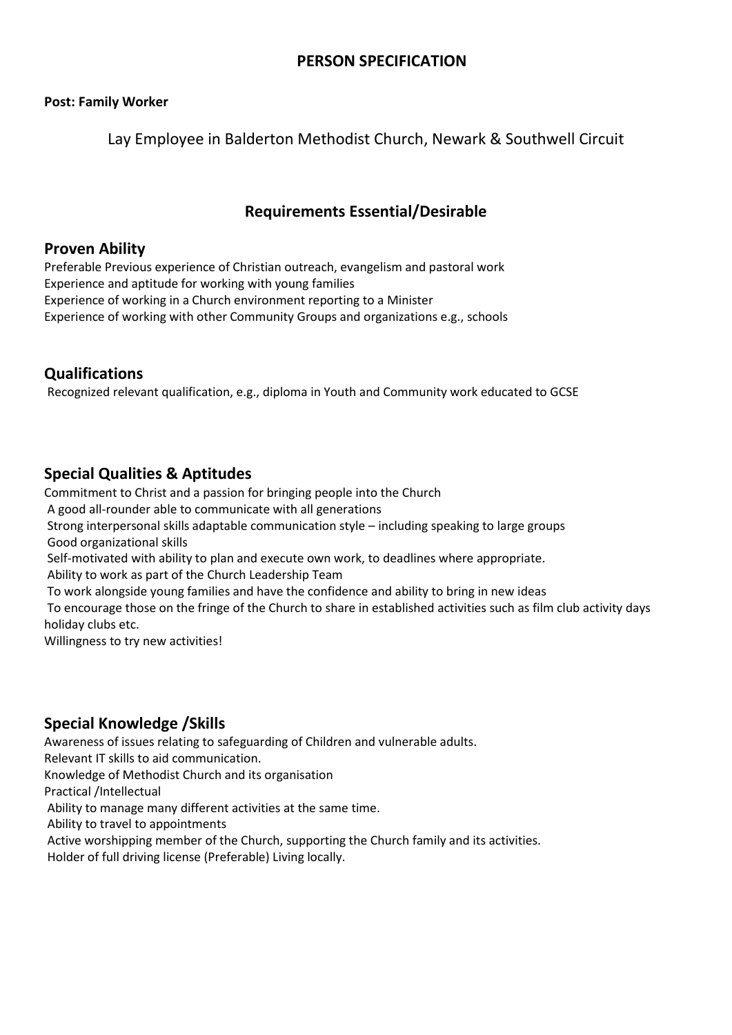# PERSON SPECIFICATION

**Post: Family Worker**

Lay Employee in Balderton Methodist Church, Newark & Southwell Circuit

## Requirements Essential/Desirable

### Proven Ability

Preferable Previous experience of Christian outreach, evangelism and pastoral work
Experience and aptitude for working with young families
Experience of working in a Church environment reporting to a Minister
Experience of working with other Community Groups and organizations e.g., schools

### Qualifications

Recognized relevant qualification, e.g., diploma in Youth and Community work educated to GCSE

### Special Qualities & Aptitudes

Commitment to Christ and a passion for bringing people into the Church
A good all-rounder able to communicate with all generations
Strong interpersonal skills adaptable communication style – including speaking to large groups
Good organizational skills
Self-motivated with ability to plan and execute own work, to deadlines where appropriate.
Ability to work as part of the Church Leadership Team
To work alongside young families and have the confidence and ability to bring in new ideas
To encourage those on the fringe of the Church to share in established activities such as film club activity days holiday clubs etc.
Willingness to try new activities!

### Special Knowledge /Skills

Awareness of issues relating to safeguarding of Children and vulnerable adults.
Relevant IT skills to aid communication.
Knowledge of Methodist Church and its organisation
Practical /Intellectual
Ability to manage many different activities at the same time.
Ability to travel to appointments
Active worshipping member of the Church, supporting the Church family and its activities.
Holder of full driving license (Preferable) Living locally.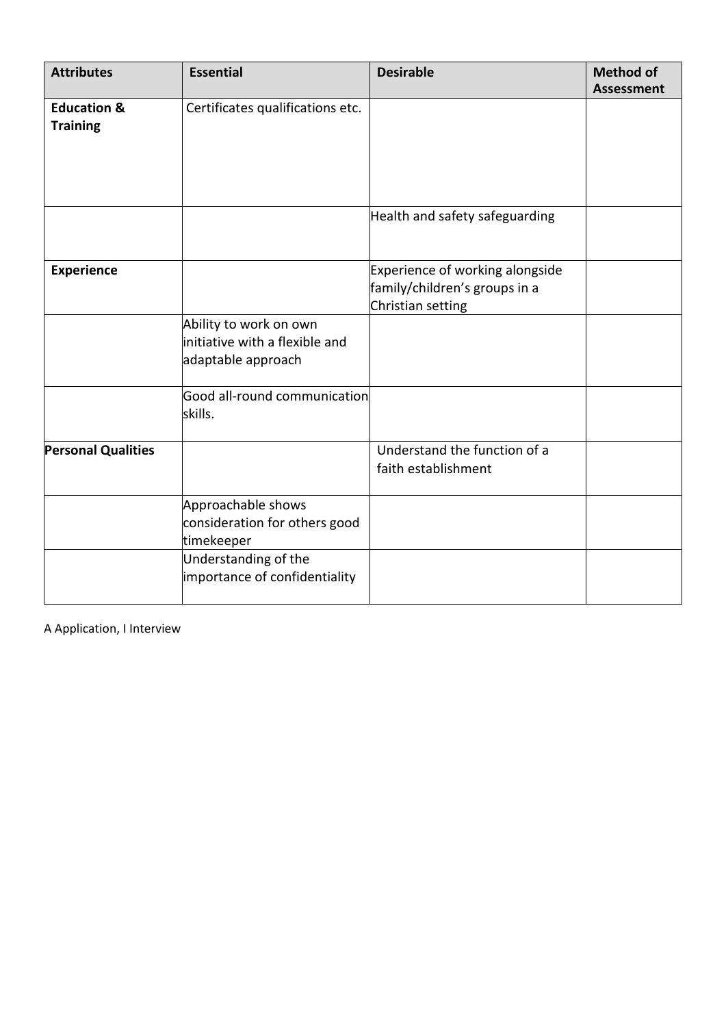| Attributes | Essential | Desirable | Method of Assessment |
|---|---|---|---|
| **Education & Training** | Certificates qualifications etc. | | |
| | | Health and safety safeguarding | |
| **Experience** | | Experience of working alongside family/children's groups in a Christian setting | |
| | Ability to work on own initiative with a flexible and adaptable approach | | |
| | Good all-round communication skills. | | |
| **Personal Qualities** | | Understand the function of a faith establishment | |
| | Approachable shows consideration for others good timekeeper | | |
| | Understanding of the importance of confidentiality | | |

A Application, I Interview